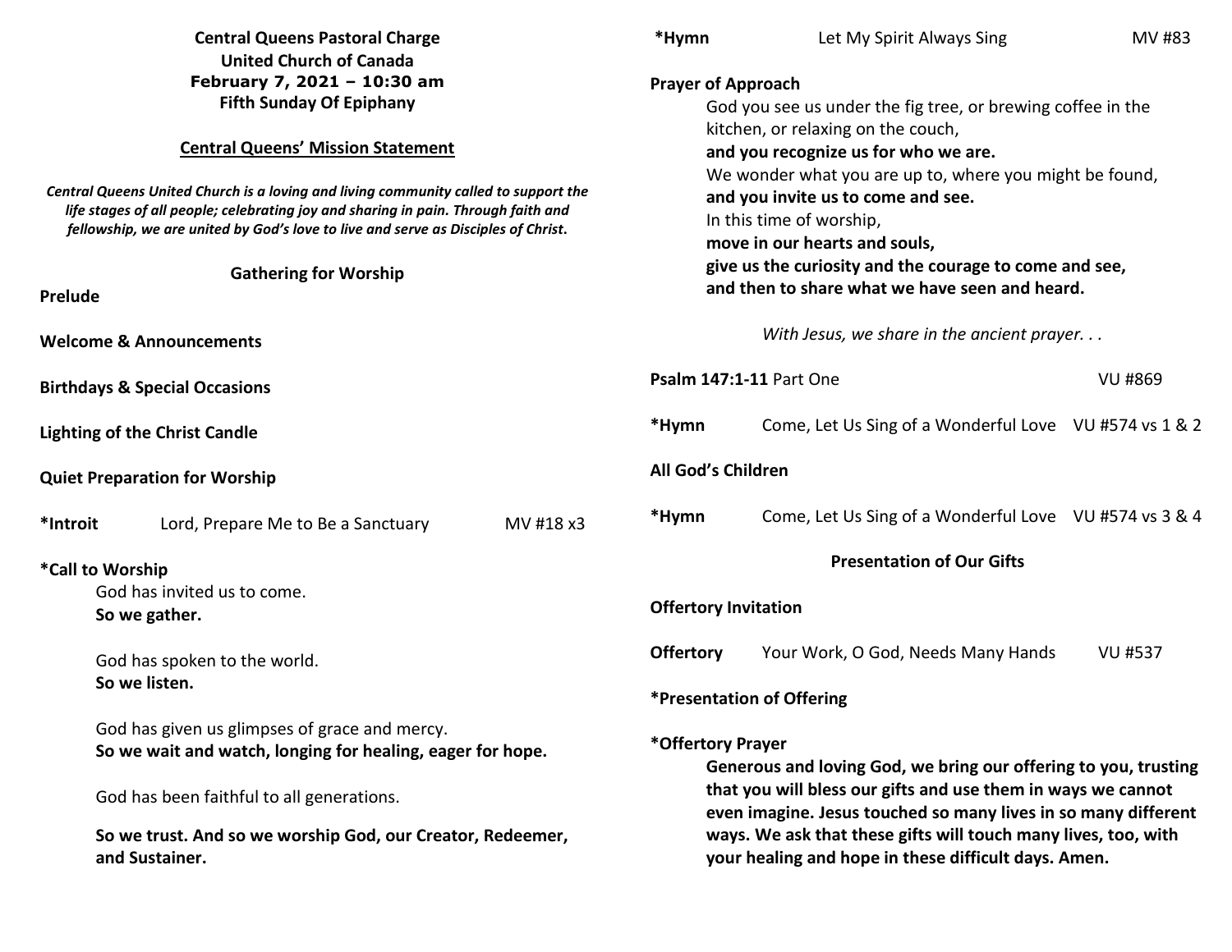**Central Queens Pastoral Charge**
**United Church of Canada**
**February 7, 2021 – 10:30 am**
**Fifth Sunday Of Epiphany**

**Central Queens' Mission Statement**

***Central Queens United Church is a loving and living community called to support the life stages of all people; celebrating joy and sharing in pain. Through faith and fellowship, we are united by God's love to live and serve as Disciples of Christ.***

**Gathering for Worship**

**Prelude**

**Welcome & Announcements**

**Birthdays & Special Occasions**

**Lighting of the Christ Candle**

**Quiet Preparation for Worship**

**\*Introit** Lord, Prepare Me to Be a Sanctuary MV #18 x3

**\*Call to Worship**

God has invited us to come.
**So we gather.**

God has spoken to the world.
**So we listen.**

God has given us glimpses of grace and mercy.
**So we wait and watch, longing for healing, eager for hope.**

God has been faithful to all generations.

**So we trust. And so we worship God, our Creator, Redeemer, and Sustainer.**

**\*Hymn** Let My Spirit Always Sing MV #83

**Prayer of Approach**

God you see us under the fig tree, or brewing coffee in the kitchen, or relaxing on the couch,
**and you recognize us for who we are.**
We wonder what you are up to, where you might be found,
**and you invite us to come and see.**
In this time of worship,
**move in our hearts and souls,**
**give us the curiosity and the courage to come and see,**
**and then to share what we have seen and heard.**

*With Jesus, we share in the ancient prayer. . .*

**Psalm 147:1-11** Part One VU #869

**\*Hymn** Come, Let Us Sing of a Wonderful Love VU #574 vs 1 & 2

**All God's Children**

**\*Hymn** Come, Let Us Sing of a Wonderful Love VU #574 vs 3 & 4

**Presentation of Our Gifts**

**Offertory Invitation**

**Offertory** Your Work, O God, Needs Many Hands VU #537

**\*Presentation of Offering**

**\*Offertory Prayer**

**Generous and loving God, we bring our offering to you, trusting that you will bless our gifts and use them in ways we cannot even imagine. Jesus touched so many lives in so many different ways. We ask that these gifts will touch many lives, too, with your healing and hope in these difficult days. Amen.**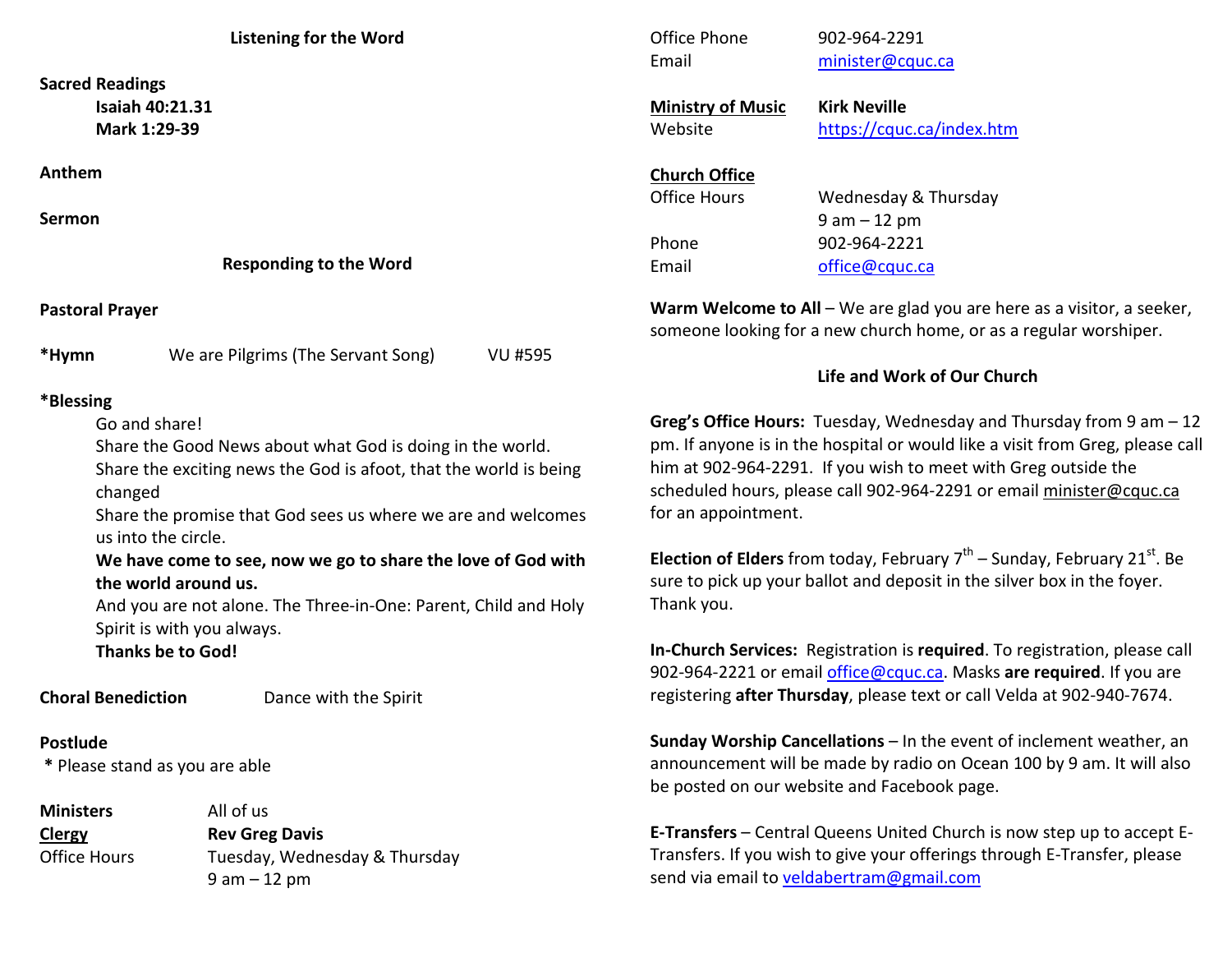**Listening for the Word**

**Sacred Readings**
**Isaiah 40:21.31**
**Mark 1:29-39**

**Anthem**

**Sermon**

**Responding to the Word**

**Pastoral Prayer**

**\*Hymn** We are Pilgrims (The Servant Song) VU #595

**\*Blessing**

Go and share!
Share the Good News about what God is doing in the world.
Share the exciting news the God is afoot, that the world is being changed
Share the promise that God sees us where we are and welcomes us into the circle.
**We have come to see, now we go to share the love of God with the world around us.**
And you are not alone. The Three-in-One: Parent, Child and Holy Spirit is with you always.
**Thanks be to God!**

**Choral Benediction** Dance with the Spirit

**Postlude**

\* Please stand as you are able

| | |
|---|---|
| **Ministers** | All of us |
| **Clergy** | **Rev Greg Davis** |
| Office Hours | Tuesday, Wednesday & Thursday 9 am – 12 pm |
| Office Phone | 902-964-2291 |
| Email | minister@cquc.ca |
| **Ministry of Music** | **Kirk Neville** |
| Website | https://cquc.ca/index.htm |
| **Church Office** | |
| Office Hours | Wednesday & Thursday 9 am – 12 pm |
| Phone | 902-964-2221 |
| Email | office@cquc.ca |

**Warm Welcome to All** – We are glad you are here as a visitor, a seeker, someone looking for a new church home, or as a regular worshiper.

**Life and Work of Our Church**

**Greg's Office Hours:** Tuesday, Wednesday and Thursday from 9 am – 12 pm. If anyone is in the hospital or would like a visit from Greg, please call him at 902-964-2291. If you wish to meet with Greg outside the scheduled hours, please call 902-964-2291 or email minister@cquc.ca for an appointment.

**Election of Elders** from today, February 7th – Sunday, February 21st. Be sure to pick up your ballot and deposit in the silver box in the foyer. Thank you.

**In-Church Services:** Registration is **required**. To registration, please call 902-964-2221 or email office@cquc.ca. Masks **are required**. If you are registering **after Thursday**, please text or call Velda at 902-940-7674.

**Sunday Worship Cancellations** – In the event of inclement weather, an announcement will be made by radio on Ocean 100 by 9 am. It will also be posted on our website and Facebook page.

**E-Transfers** – Central Queens United Church is now step up to accept E-Transfers. If you wish to give your offerings through E-Transfer, please send via email to veldabertram@gmail.com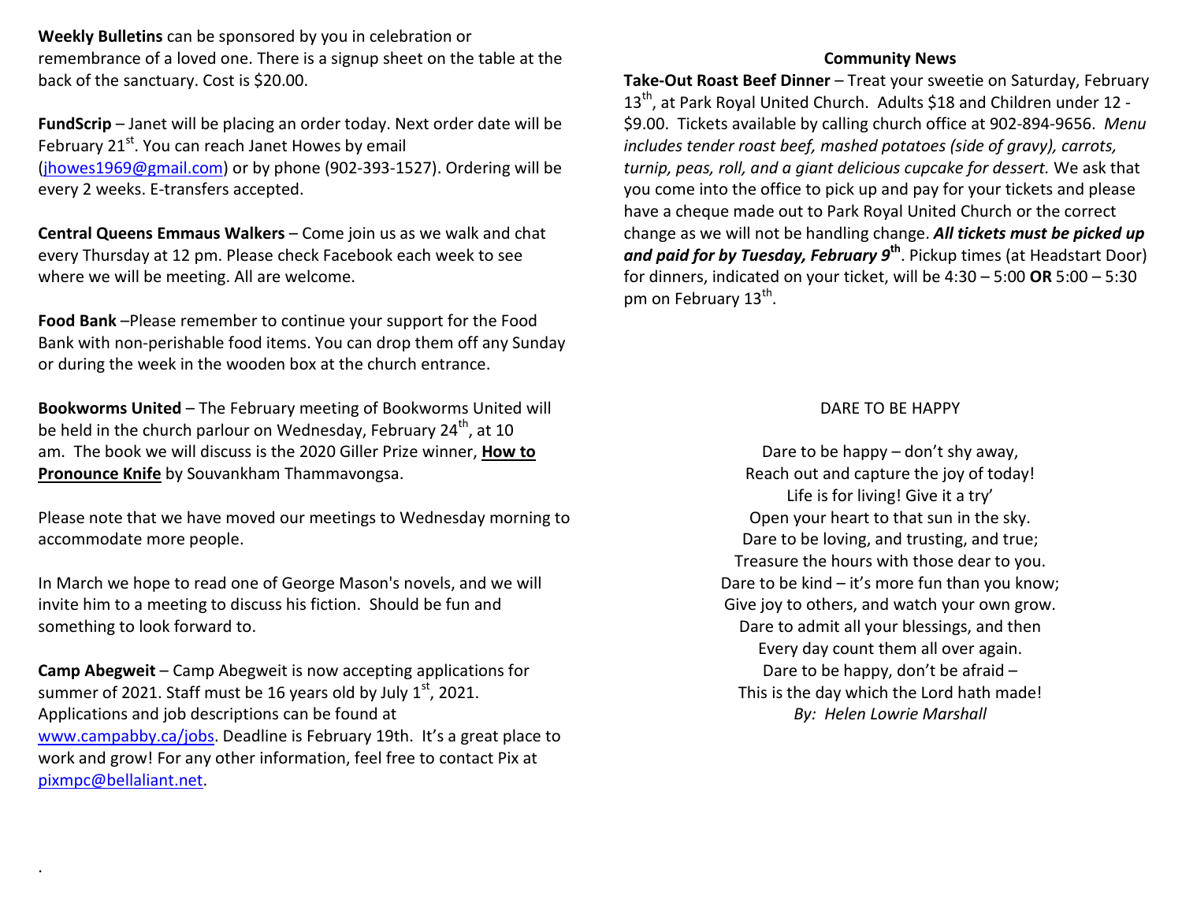**Weekly Bulletins** can be sponsored by you in celebration or remembrance of a loved one. There is a signup sheet on the table at the back of the sanctuary. Cost is $20.00.

**FundScrip** – Janet will be placing an order today. Next order date will be February 21st. You can reach Janet Howes by email (jhowes1969@gmail.com) or by phone (902-393-1527). Ordering will be every 2 weeks. E-transfers accepted.

**Central Queens Emmaus Walkers** – Come join us as we walk and chat every Thursday at 12 pm. Please check Facebook each week to see where we will be meeting. All are welcome.

**Food Bank** –Please remember to continue your support for the Food Bank with non-perishable food items. You can drop them off any Sunday or during the week in the wooden box at the church entrance.

**Bookworms United** – The February meeting of Bookworms United will be held in the church parlour on Wednesday, February 24th, at 10 am. The book we will discuss is the 2020 Giller Prize winner, **How to Pronounce Knife** by Souvankham Thammavongsa.

Please note that we have moved our meetings to Wednesday morning to accommodate more people.

In March we hope to read one of George Mason's novels, and we will invite him to a meeting to discuss his fiction. Should be fun and something to look forward to.

**Camp Abegweit** – Camp Abegweit is now accepting applications for summer of 2021. Staff must be 16 years old by July 1st, 2021. Applications and job descriptions can be found at www.campabby.ca/jobs. Deadline is February 19th. It's a great place to work and grow! For any other information, feel free to contact Pix at pixmpc@bellaliant.net.

.

## Community News

**Take-Out Roast Beef Dinner** – Treat your sweetie on Saturday, February 13th, at Park Royal United Church. Adults $18 and Children under 12 - $9.00. Tickets available by calling church office at 902-894-9656. *Menu includes tender roast beef, mashed potatoes (side of gravy), carrots, turnip, peas, roll, and a giant delicious cupcake for dessert.* We ask that you come into the office to pick up and pay for your tickets and please have a cheque made out to Park Royal United Church or the correct change as we will not be handling change. ***All tickets must be picked up and paid for by Tuesday, February 9th***. Pickup times (at Headstart Door) for dinners, indicated on your ticket, will be 4:30 – 5:00 **OR** 5:00 – 5:30 pm on February 13th.

DARE TO BE HAPPY

Dare to be happy – don't shy away,
Reach out and capture the joy of today!
Life is for living! Give it a try'
Open your heart to that sun in the sky.
Dare to be loving, and trusting, and true;
Treasure the hours with those dear to you.
Dare to be kind – it's more fun than you know;
Give joy to others, and watch your own grow.
Dare to admit all your blessings, and then
Every day count them all over again.
Dare to be happy, don't be afraid –
This is the day which the Lord hath made!
*By: Helen Lowrie Marshall*